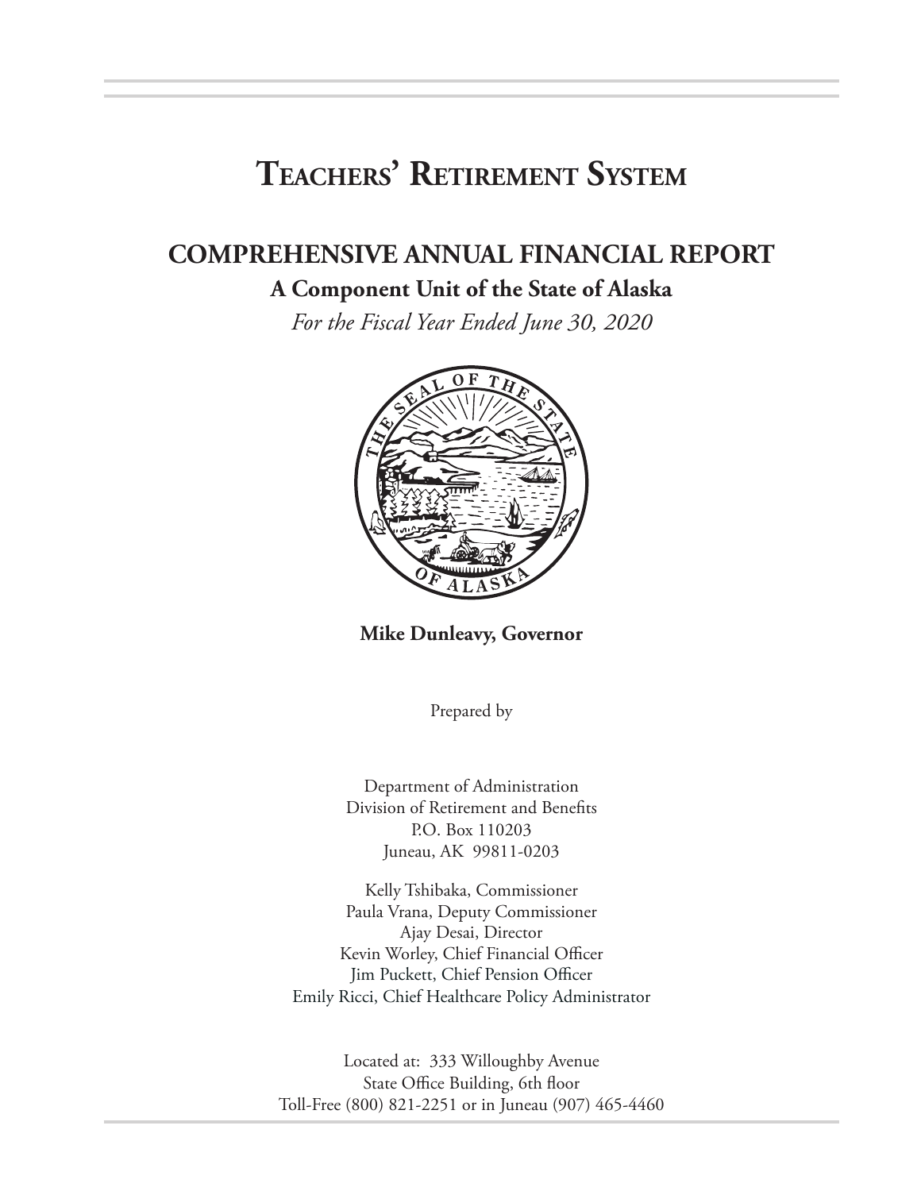# Teachers' Retirement System

## COMPREHENSIVE ANNUAL FINANCIAL REPORT

### A Component Unit of the State of Alaska

*For the Fiscal Year Ended June 30, 2020*

**Mike Dunleavy, Governor**

Prepared by

Department of Administration
Division of Retirement and Benefits
P.O. Box 110203
Juneau, AK 99811-0203

Kelly Tshibaka, Commissioner
Paula Vrana, Deputy Commissioner
Ajay Desai, Director
Kevin Worley, Chief Financial Officer
Jim Puckett, Chief Pension Officer
Emily Ricci, Chief Healthcare Policy Administrator

Located at: 333 Willoughby Avenue
State Office Building, 6th floor
Toll-Free (800) 821-2251 or in Juneau (907) 465-4460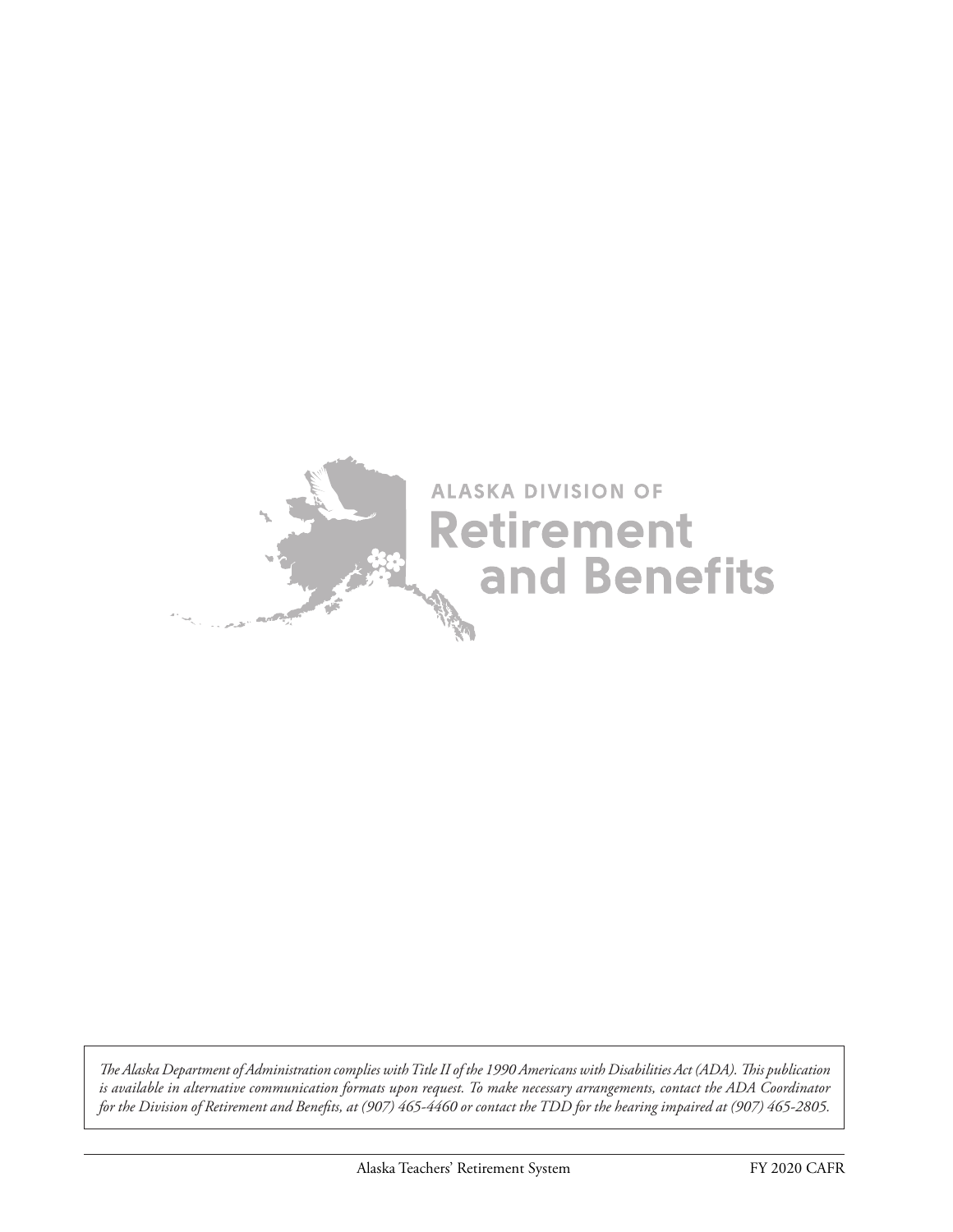ALASKA DIVISION OF

Retirement and Benefits

*The Alaska Department of Administration complies with Title II of the 1990 Americans with Disabilities Act (ADA). This publication is available in alternative communication formats upon request. To make necessary arrangements, contact the ADA Coordinator for the Division of Retirement and Benefits, at (907) 465-4460 or contact the TDD for the hearing impaired at (907) 465-2805.*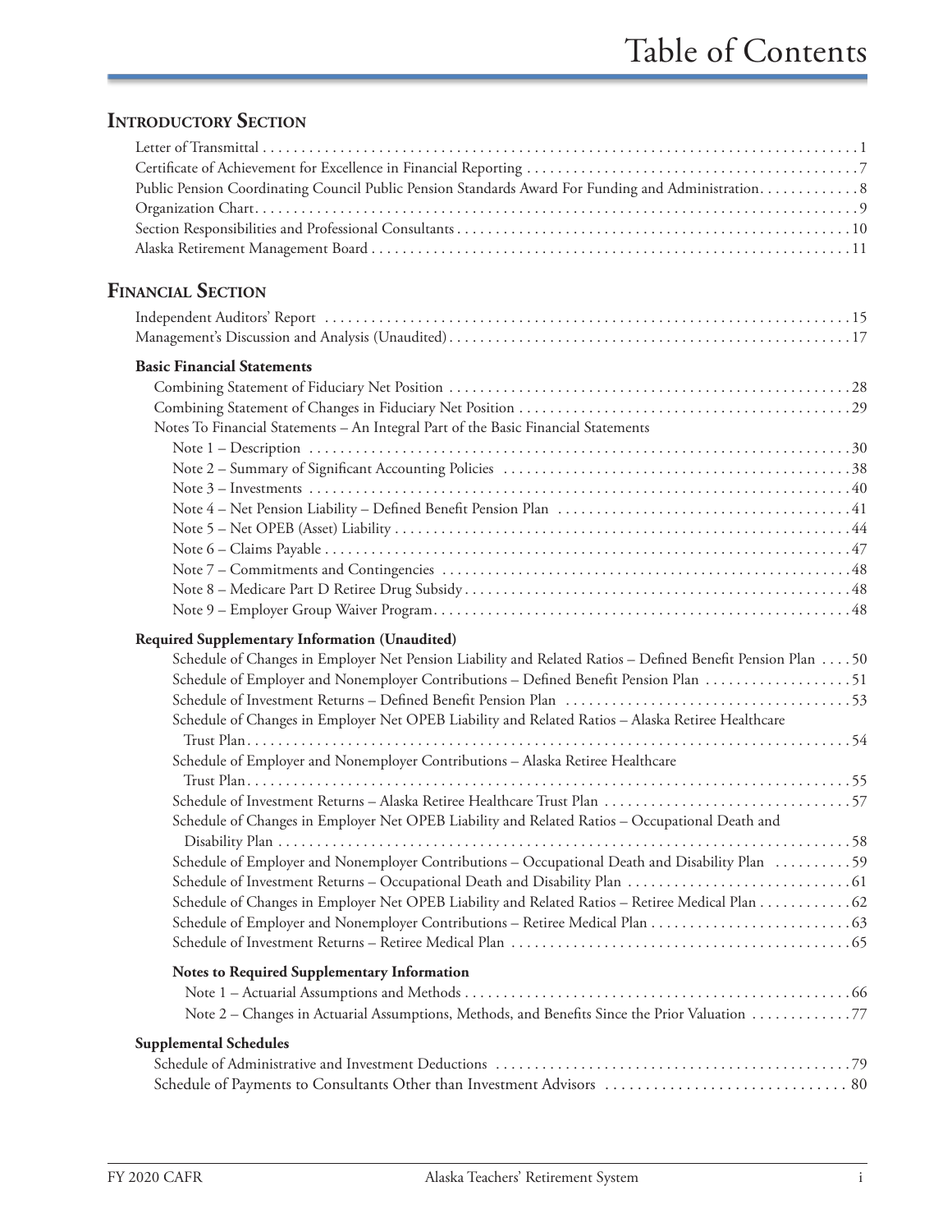# Table of Contents

## Introductory Section

Letter of Transmittal . . . . . 1
Certificate of Achievement for Excellence in Financial Reporting . . . . . 7
Public Pension Coordinating Council Public Pension Standards Award For Funding and Administration. . . . . 8
Organization Chart. . . . . 9
Section Responsibilities and Professional Consultants . . . . . 10
Alaska Retirement Management Board . . . . . 11

## Financial Section

Independent Auditors' Report . . . . . 15
Management's Discussion and Analysis (Unaudited) . . . . . 17

### Basic Financial Statements

Combining Statement of Fiduciary Net Position . . . . . 28
Combining Statement of Changes in Fiduciary Net Position . . . . . 29
Notes To Financial Statements – An Integral Part of the Basic Financial Statements
- Note 1 – Description . . . . . 30
- Note 2 – Summary of Significant Accounting Policies . . . . . 38
- Note 3 – Investments . . . . . 40
- Note 4 – Net Pension Liability – Defined Benefit Pension Plan . . . . . 41
- Note 5 – Net OPEB (Asset) Liability . . . . . 44
- Note 6 – Claims Payable . . . . . 47
- Note 7 – Commitments and Contingencies . . . . . 48
- Note 8 – Medicare Part D Retiree Drug Subsidy . . . . . 48
- Note 9 – Employer Group Waiver Program. . . . . 48

### Required Supplementary Information (Unaudited)

Schedule of Changes in Employer Net Pension Liability and Related Ratios – Defined Benefit Pension Plan . . . . 50
Schedule of Employer and Nonemployer Contributions – Defined Benefit Pension Plan . . . . . 51
Schedule of Investment Returns – Defined Benefit Pension Plan . . . . . 53
Schedule of Changes in Employer Net OPEB Liability and Related Ratios – Alaska Retiree Healthcare Trust Plan. . . . . 54
Schedule of Employer and Nonemployer Contributions – Alaska Retiree Healthcare Trust Plan. . . . . 55
Schedule of Investment Returns – Alaska Retiree Healthcare Trust Plan . . . . . 57
Schedule of Changes in Employer Net OPEB Liability and Related Ratios – Occupational Death and Disability Plan . . . . . 58
Schedule of Employer and Nonemployer Contributions – Occupational Death and Disability Plan . . . . . 59
Schedule of Investment Returns – Occupational Death and Disability Plan . . . . . 61
Schedule of Changes in Employer Net OPEB Liability and Related Ratios – Retiree Medical Plan . . . . . 62
Schedule of Employer and Nonemployer Contributions – Retiree Medical Plan . . . . . 63
Schedule of Investment Returns – Retiree Medical Plan . . . . . 65

#### Notes to Required Supplementary Information

- Note 1 – Actuarial Assumptions and Methods . . . . . 66
- Note 2 – Changes in Actuarial Assumptions, Methods, and Benefits Since the Prior Valuation . . . . . 77

### Supplemental Schedules

Schedule of Administrative and Investment Deductions . . . . . 79
Schedule of Payments to Consultants Other than Investment Advisors . . . . . 80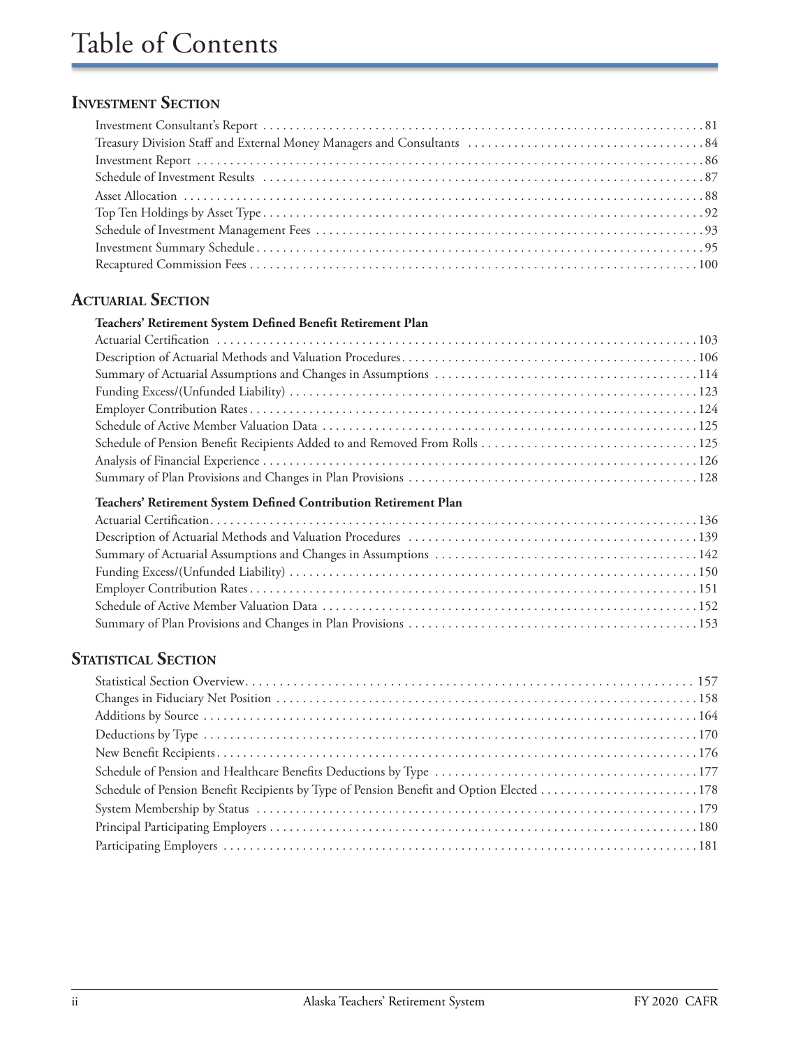# Table of Contents

## Investment Section

Investment Consultant's Report . . . . . . . . . . 81
Treasury Division Staff and External Money Managers and Consultants . . . . . . . . . . 84
Investment Report . . . . . . . . . . 86
Schedule of Investment Results . . . . . . . . . . 87
Asset Allocation . . . . . . . . . . 88
Top Ten Holdings by Asset Type . . . . . . . . . . 92
Schedule of Investment Management Fees . . . . . . . . . . 93
Investment Summary Schedule . . . . . . . . . . 95
Recaptured Commission Fees . . . . . . . . . . 100

## Actuarial Section

**Teachers' Retirement System Defined Benefit Retirement Plan**

Actuarial Certification . . . . . . . . . . 103
Description of Actuarial Methods and Valuation Procedures . . . . . . . . . . 106
Summary of Actuarial Assumptions and Changes in Assumptions . . . . . . . . . . 114
Funding Excess/(Unfunded Liability) . . . . . . . . . . 123
Employer Contribution Rates . . . . . . . . . . 124
Schedule of Active Member Valuation Data . . . . . . . . . . 125
Schedule of Pension Benefit Recipients Added to and Removed From Rolls . . . . . . . . . . 125
Analysis of Financial Experience . . . . . . . . . . 126
Summary of Plan Provisions and Changes in Plan Provisions . . . . . . . . . . 128

**Teachers' Retirement System Defined Contribution Retirement Plan**

Actuarial Certification . . . . . . . . . . 136
Description of Actuarial Methods and Valuation Procedures . . . . . . . . . . 139
Summary of Actuarial Assumptions and Changes in Assumptions . . . . . . . . . . 142
Funding Excess/(Unfunded Liability) . . . . . . . . . . 150
Employer Contribution Rates . . . . . . . . . . 151
Schedule of Active Member Valuation Data . . . . . . . . . . 152
Summary of Plan Provisions and Changes in Plan Provisions . . . . . . . . . . 153

## Statistical Section

Statistical Section Overview . . . . . . . . . . 157
Changes in Fiduciary Net Position . . . . . . . . . . 158
Additions by Source . . . . . . . . . . 164
Deductions by Type . . . . . . . . . . 170
New Benefit Recipients . . . . . . . . . . 176
Schedule of Pension and Healthcare Benefits Deductions by Type . . . . . . . . . . 177
Schedule of Pension Benefit Recipients by Type of Pension Benefit and Option Elected . . . . . . . . . . 178
System Membership by Status . . . . . . . . . . 179
Principal Participating Employers . . . . . . . . . . 180
Participating Employers . . . . . . . . . . 181